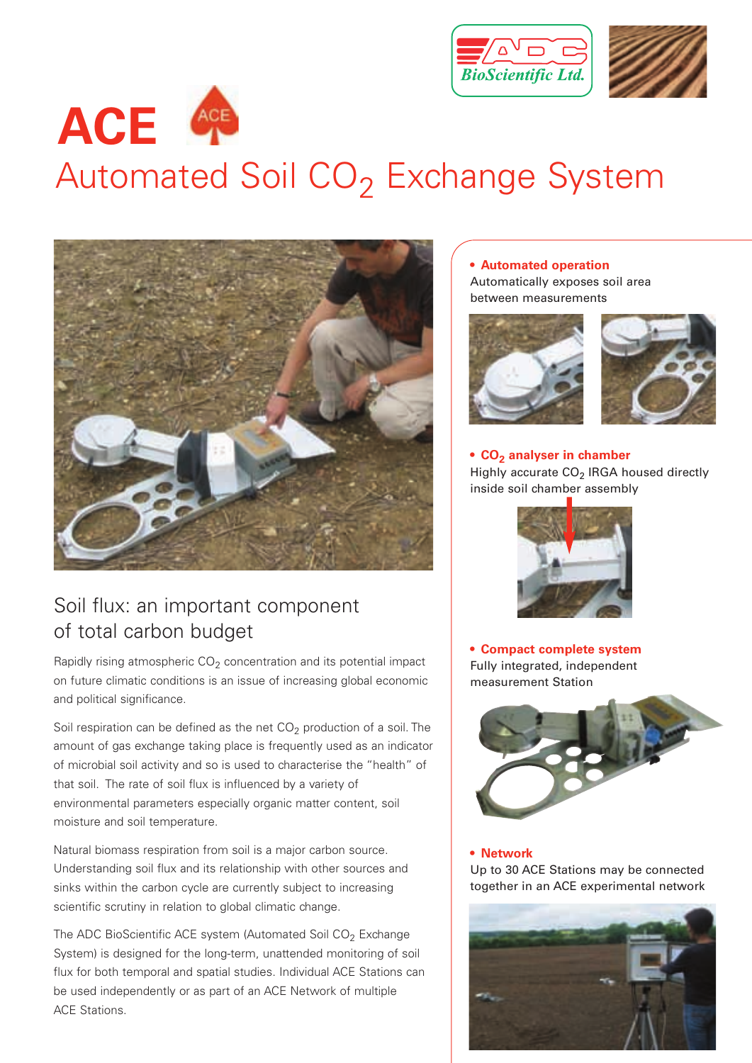# ACE

## Automated Soil $CO_2$ Exchange System

### Soil flux: an important component of total carbon budget

Rapidly rising atmospheric $CO_2$ concentration and its potential impact on future climatic conditions is an issue of increasing global economic and political significance.

Soil respiration can be defined as the net $CO_2$ production of a soil. The amount of gas exchange taking place is frequently used as an indicator of microbial soil activity and so is used to characterise the "health" of that soil. The rate of soil flux is influenced by a variety of environmental parameters especially organic matter content, soil moisture and soil temperature.

Natural biomass respiration from soil is a major carbon source. Understanding soil flux and its relationship with other sources and sinks within the carbon cycle are currently subject to increasing scientific scrutiny in relation to global climatic change.

The ADC BioScientific ACE system (Automated Soil $CO_2$ Exchange System) is designed for the long-term, unattended monitoring of soil flux for both temporal and spatial studies. Individual ACE Stations can be used independently or as part of an ACE Network of multiple ACE Stations.

- **Automated operation**
  Automatically exposes soil area between measurements

- **$CO_2$ analyser in chamber**
  Highly accurate $CO_2$ IRGA housed directly inside soil chamber assembly

- **Compact complete system**
  Fully integrated, independent measurement Station

- **Network**
  Up to 30 ACE Stations may be connected together in an ACE experimental network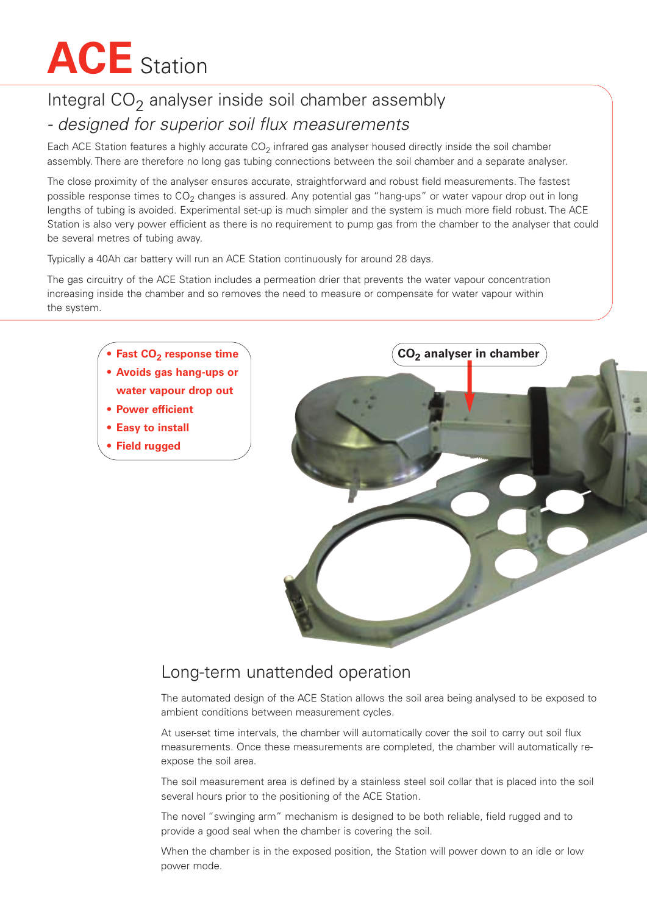# ACE Station

## Integral $CO_2$ analyser inside soil chamber assembly

## - *designed for superior soil flux measurements*

Each ACE Station features a highly accurate $CO_2$ infrared gas analyser housed directly inside the soil chamber assembly. There are therefore no long gas tubing connections between the soil chamber and a separate analyser.

The close proximity of the analyser ensures accurate, straightforward and robust field measurements. The fastest possible response times to $CO_2$ changes is assured. Any potential gas "hang-ups" or water vapour drop out in long lengths of tubing is avoided. Experimental set-up is much simpler and the system is much more field robust. The ACE Station is also very power efficient as there is no requirement to pump gas from the chamber to the analyser that could be several metres of tubing away.

Typically a 40Ah car battery will run an ACE Station continuously for around 28 days.

The gas circuitry of the ACE Station includes a permeation drier that prevents the water vapour concentration increasing inside the chamber and so removes the need to measure or compensate for water vapour within the system.

- **Fast $CO_2$ response time**
- **Avoids gas hang-ups or water vapour drop out**
- **Power efficient**
- **Easy to install**
- **Field rugged**

**$CO_2$ analyser in chamber**

## Long-term unattended operation

The automated design of the ACE Station allows the soil area being analysed to be exposed to ambient conditions between measurement cycles.

At user-set time intervals, the chamber will automatically cover the soil to carry out soil flux measurements. Once these measurements are completed, the chamber will automatically re-expose the soil area.

The soil measurement area is defined by a stainless steel soil collar that is placed into the soil several hours prior to the positioning of the ACE Station.

The novel "swinging arm" mechanism is designed to be both reliable, field rugged and to provide a good seal when the chamber is covering the soil.

When the chamber is in the exposed position, the Station will power down to an idle or low power mode.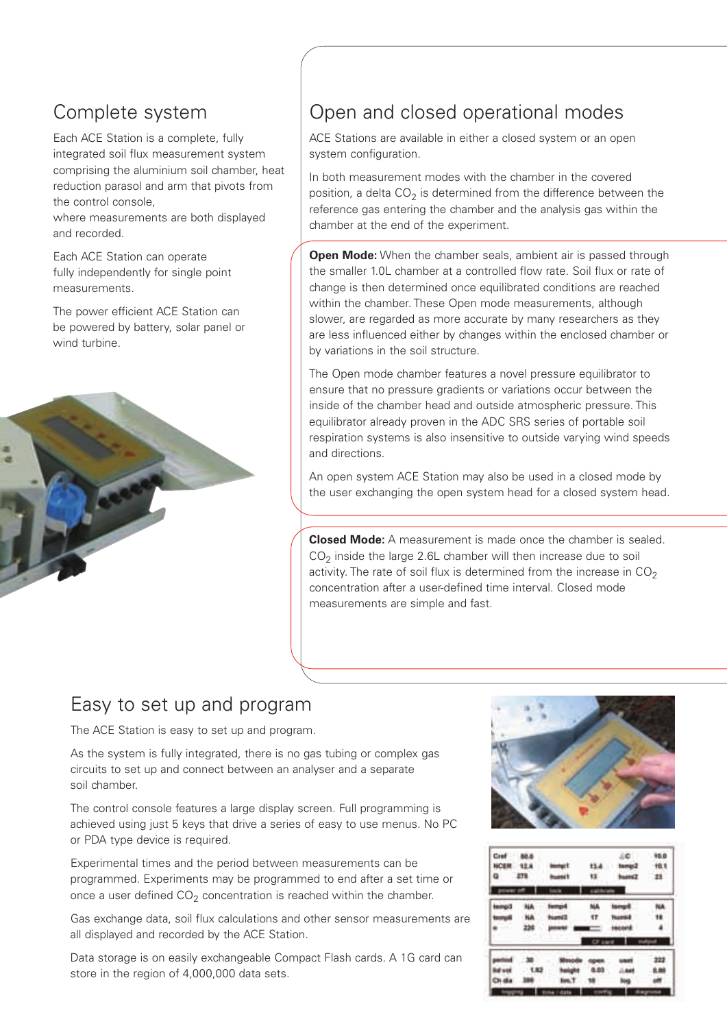## Complete system

Each ACE Station is a complete, fully integrated soil flux measurement system comprising the aluminium soil chamber, heat reduction parasol and arm that pivots from the control console,
where measurements are both displayed and recorded.

Each ACE Station can operate fully independently for single point measurements.

The power efficient ACE Station can be powered by battery, solar panel or wind turbine.

## Open and closed operational modes

ACE Stations are available in either a closed system or an open system configuration.

In both measurement modes with the chamber in the covered position, a delta $CO_2$ is determined from the difference between the reference gas entering the chamber and the analysis gas within the chamber at the end of the experiment.

**Open Mode:** When the chamber seals, ambient air is passed through the smaller 1.0L chamber at a controlled flow rate. Soil flux or rate of change is then determined once equilibrated conditions are reached within the chamber. These Open mode measurements, although slower, are regarded as more accurate by many researchers as they are less influenced either by changes within the enclosed chamber or by variations in the soil structure.

The Open mode chamber features a novel pressure equilibrator to ensure that no pressure gradients or variations occur between the inside of the chamber head and outside atmospheric pressure. This equilibrator already proven in the ADC SRS series of portable soil respiration systems is also insensitive to outside varying wind speeds and directions.

An open system ACE Station may also be used in a closed mode by the user exchanging the open system head for a closed system head.

**Closed Mode:** A measurement is made once the chamber is sealed. $CO_2$ inside the large 2.6L chamber will then increase due to soil activity. The rate of soil flux is determined from the increase in $CO_2$ concentration after a user-defined time interval. Closed mode measurements are simple and fast.

## Easy to set up and program

The ACE Station is easy to set up and program.

As the system is fully integrated, there is no gas tubing or complex gas circuits to set up and connect between an analyser and a separate soil chamber.

The control console features a large display screen. Full programming is achieved using just 5 keys that drive a series of easy to use menus. No PC or PDA type device is required.

Experimental times and the period between measurements can be programmed. Experiments may be programmed to end after a set time or once a user defined $CO_2$ concentration is reached within the chamber.

Gas exchange data, soil flux calculations and other sensor measurements are all displayed and recorded by the ACE Station.

Data storage is on easily exchangeable Compact Flash cards. A 1G card can store in the region of 4,000,000 data sets.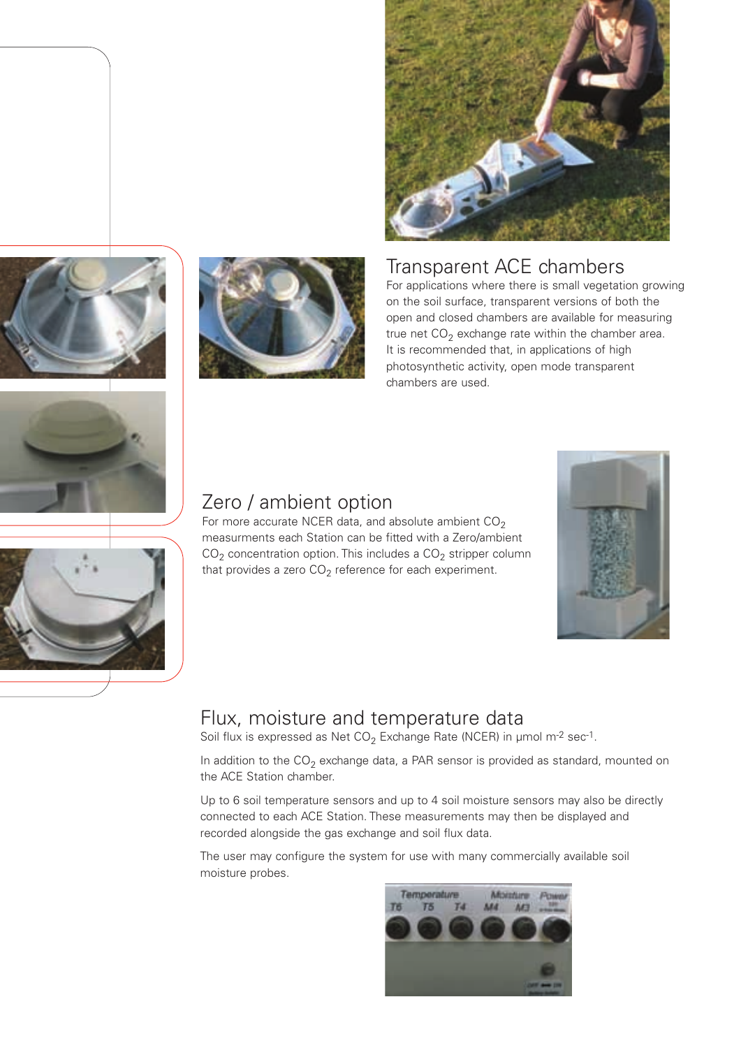## Transparent ACE chambers

For applications where there is small vegetation growing on the soil surface, transparent versions of both the open and closed chambers are available for measuring true net $CO_2$ exchange rate within the chamber area. It is recommended that, in applications of high photosynthetic activity, open mode transparent chambers are used.

## Zero / ambient option

For more accurate NCER data, and absolute ambient $CO_2$ measurments each Station can be fitted with a Zero/ambient $CO_2$ concentration option. This includes a $CO_2$ stripper column that provides a zero $CO_2$ reference for each experiment.

## Flux, moisture and temperature data

Soil flux is expressed as Net $CO_2$ Exchange Rate (NCER) in µmol $m^{-2}$ $sec^{-1}$.

In addition to the $CO_2$ exchange data, a PAR sensor is provided as standard, mounted on the ACE Station chamber.

Up to 6 soil temperature sensors and up to 4 soil moisture sensors may also be directly connected to each ACE Station. These measurements may then be displayed and recorded alongside the gas exchange and soil flux data.

The user may configure the system for use with many commercially available soil moisture probes.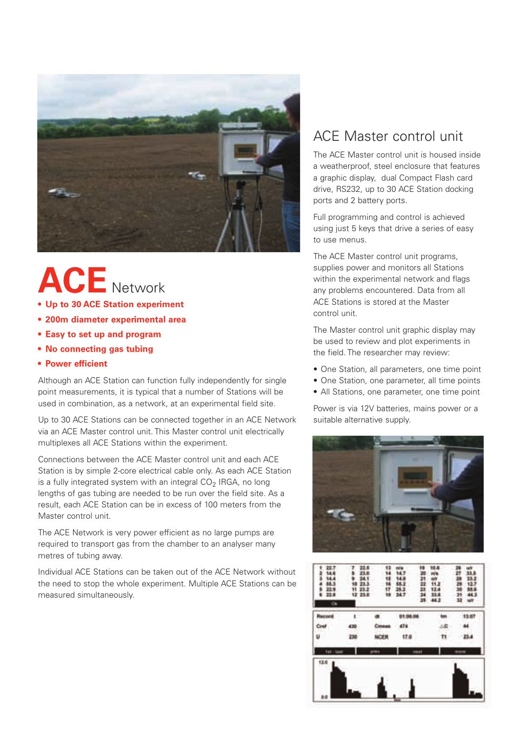# ACE Network

- **Up to 30 ACE Station experiment**
- **200m diameter experimental area**
- **Easy to set up and program**
- **No connecting gas tubing**
- **Power efficient**

Although an ACE Station can function fully independently for single point measurements, it is typical that a number of Stations will be used in combination, as a network, at an experimental field site.

Up to 30 ACE Stations can be connected together in an ACE Network via an ACE Master control unit. This Master control unit electrically multiplexes all ACE Stations within the experiment.

Connections between the ACE Master control unit and each ACE Station is by simple 2-core electrical cable only. As each ACE Station is a fully integrated system with an integral $CO_2$ IRGA, no long lengths of gas tubing are needed to be run over the field site. As a result, each ACE Station can be in excess of 100 meters from the Master control unit.

The ACE Network is very power efficient as no large pumps are required to transport gas from the chamber to an analyser many metres of tubing away.

Individual ACE Stations can be taken out of the ACE Network without the need to stop the whole experiment. Multiple ACE Stations can be measured simultaneously.

## ACE Master control unit

The ACE Master control unit is housed inside a weatherproof, steel enclosure that features a graphic display, dual Compact Flash card drive, RS232, up to 30 ACE Station docking ports and 2 battery ports.

Full programming and control is achieved using just 5 keys that drive a series of easy to use menus.

The ACE Master control unit programs, supplies power and monitors all Stations within the experimental network and flags any problems encountered. Data from all ACE Stations is stored at the Master control unit.

The Master control unit graphic display may be used to review and plot experiments in the field. The researcher may review:

- One Station, all parameters, one time point
- One Station, one parameter, all time points
- All Stations, one parameter, one time point

Power is via 12V batteries, mains power or a suitable alternative supply.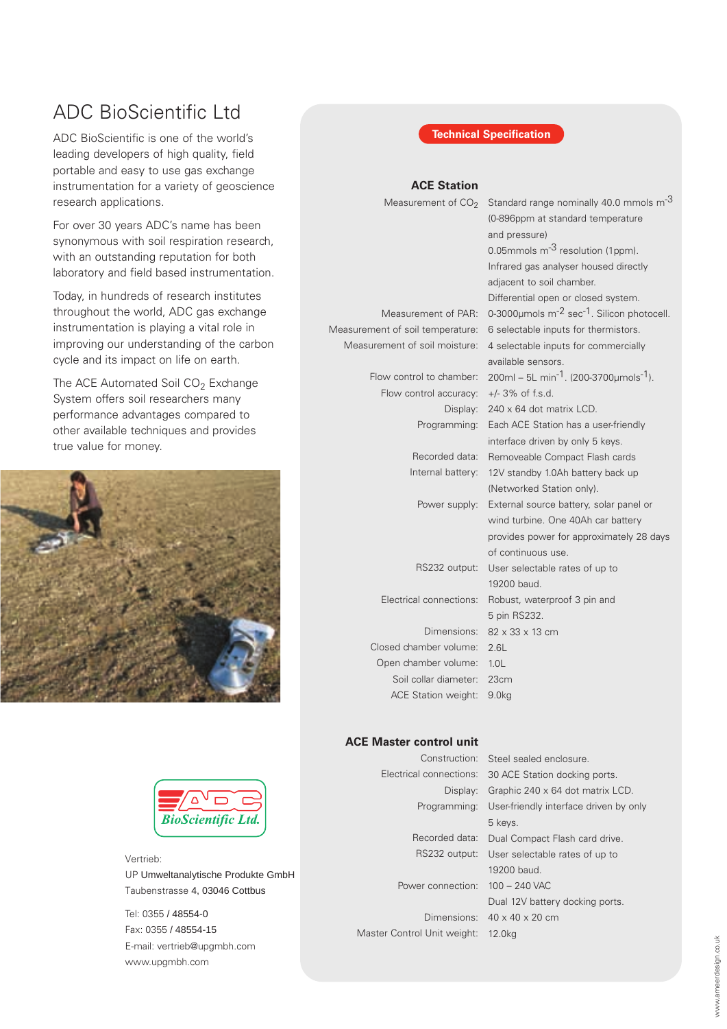# ADC BioScientific Ltd

ADC BioScientific is one of the world's leading developers of high quality, field portable and easy to use gas exchange instrumentation for a variety of geoscience research applications.

For over 30 years ADC's name has been synonymous with soil respiration research, with an outstanding reputation for both laboratory and field based instrumentation.

Today, in hundreds of research institutes throughout the world, ADC gas exchange instrumentation is playing a vital role in improving our understanding of the carbon cycle and its impact on life on earth.

The ACE Automated Soil $CO_2$ Exchange System offers soil researchers many performance advantages compared to other available techniques and provides true value for money.

ADC BioScientific Ltd.

Vertrieb:
UP Umweltanalytische Produkte GmbH
Taubenstrasse 4, 03046 Cottbus

Tel: 0355 / 48554-0
Fax: 0355 / 48554-15
E-mail: vertrieb@upgmbh.com
www.upgmbh.com

## Technical Specification

### ACE Station

| | |
|---|---|
| Measurement of $CO_2$ | Standard range nominally 40.0 mmols $m^{-3}$ (0-896ppm at standard temperature and pressure) 0.05mmols $m^{-3}$ resolution (1ppm). Infrared gas analyser housed directly adjacent to soil chamber. Differential open or closed system. |
| Measurement of PAR: | 0-3000µmols $m^{-2}$ $sec^{-1}$. Silicon photocell. |
| Measurement of soil temperature: | 6 selectable inputs for thermistors. |
| Measurement of soil moisture: | 4 selectable inputs for commercially available sensors. |
| Flow control to chamber: | 200ml – 5L $min^{-1}$. (200-3700µmols$^{-1}$). |
| Flow control accuracy: | +/- 3% of f.s.d. |
| Display: | 240 x 64 dot matrix LCD. |
| Programming: | Each ACE Station has a user-friendly interface driven by only 5 keys. |
| Recorded data: | Removeable Compact Flash cards |
| Internal battery: | 12V standby 1.0Ah battery back up (Networked Station only). |
| Power supply: | External source battery, solar panel or wind turbine. One 40Ah car battery provides power for approximately 28 days of continuous use. |
| RS232 output: | User selectable rates of up to 19200 baud. |
| Electrical connections: | Robust, waterproof 3 pin and 5 pin RS232. |
| Dimensions: | 82 x 33 x 13 cm |
| Closed chamber volume: | 2.6L |
| Open chamber volume: | 1.0L |
| Soil collar diameter: | 23cm |
| ACE Station weight: | 9.0kg |

### ACE Master control unit

| | |
|---|---|
| Construction: | Steel sealed enclosure. |
| Electrical connections: | 30 ACE Station docking ports. |
| Display: | Graphic 240 x 64 dot matrix LCD. |
| Programming: | User-friendly interface driven by only 5 keys. |
| Recorded data: | Dual Compact Flash card drive. |
| RS232 output: | User selectable rates of up to 19200 baud. |
| Power connection: | 100 – 240 VAC<br>Dual 12V battery docking ports. |
| Dimensions: | 40 x 40 x 20 cm |
| Master Control Unit weight: | 12.0kg |

www.ameerdesign.co.uk